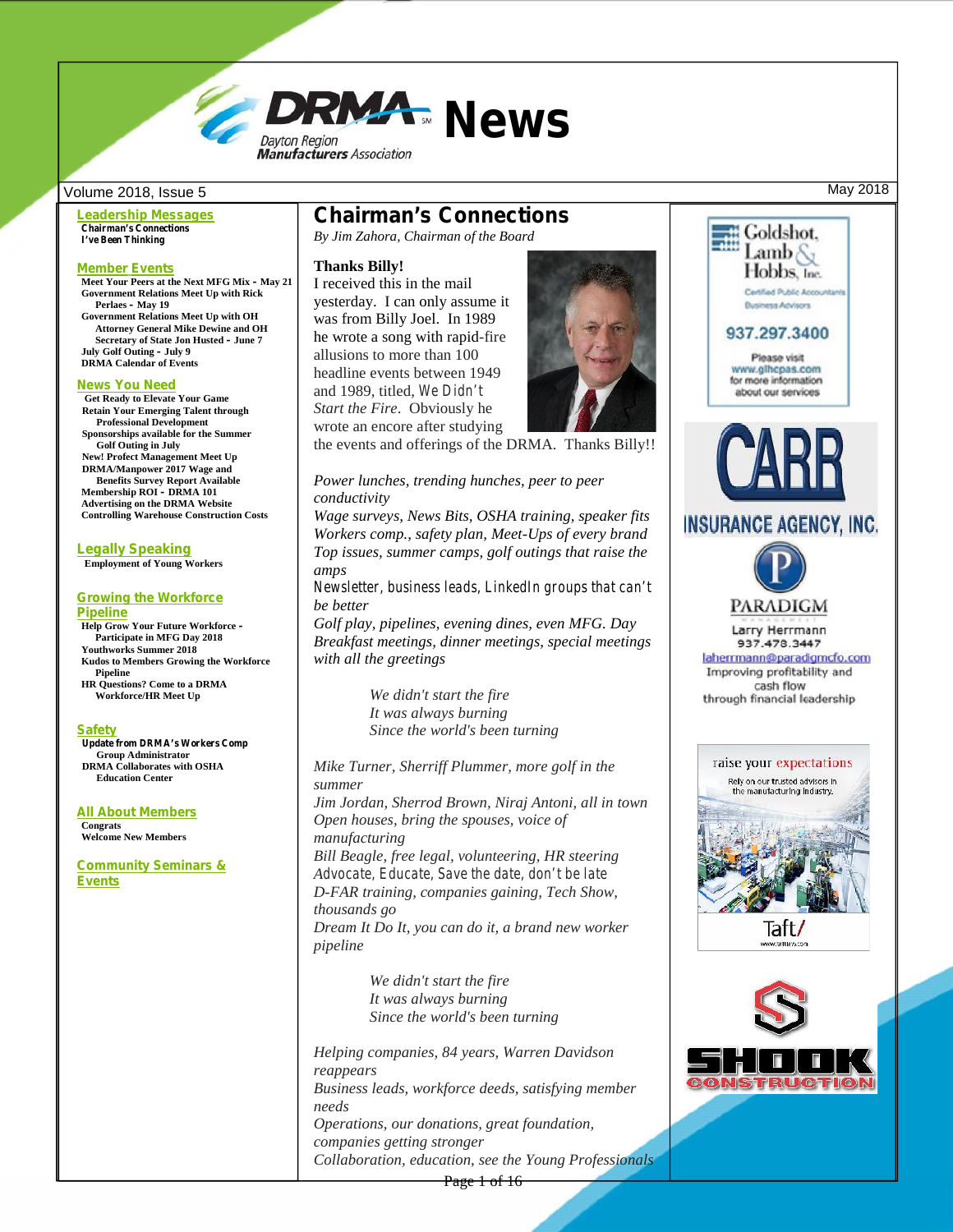# DRMA News

Dayton Region Manufacturers Association

Volume 2018, Issue 5 | May 2018

**Leadership Messages**
- Chairman's Connections
- I've Been Thinking

**Member Events**
- Meet Your Peers at the Next MFG Mix - May 21
- Government Relations Meet Up with Rick Perlaes - May 19
- Government Relations Meet Up with OH Attorney General Mike Dewine and OH Secretary of State Jon Husted - June 7
- July Golf Outing - July 9
- DRMA Calendar of Events

**News You Need**
- Get Ready to Elevate Your Game
- Retain Your Emerging Talent through Professional Development
- Sponsorships available for the Summer Golf Outing in July
- New! Profect Management Meet Up
- DRMA/Manpower 2017 Wage and Benefits Survey Report Available
- Membership ROI - DRMA 101
- Advertising on the DRMA Website
- Controlling Warehouse Construction Costs

**Legally Speaking**
- Employment of Young Workers

**Growing the Workforce Pipeline**
- Help Grow Your Future Workforce - Participate in MFG Day 2018
- Youthworks Summer 2018
- Kudos to Members Growing the Workforce Pipeline
- HR Questions? Come to a DRMA Workforce/HR Meet Up

**Safety**
- Update from DRMA's Workers Comp Group Administrator
- DRMA Collaborates with OSHA Education Center

**All About Members**
- Congrats
- Welcome New Members

**Community Seminars & Events**

## Chairman's Connections

*By Jim Zahora, Chairman of the Board*

**Thanks Billy!**

I received this in the mail yesterday. I can only assume it was from Billy Joel. In 1989 he wrote a song with rapid-fire allusions to more than 100 headline events between 1949 and 1989, titled, *We Didn't Start the Fire*. Obviously he wrote an encore after studying the events and offerings of the DRMA. Thanks Billy!!

*Power lunches, trending hunches, peer to peer conductivity*
*Wage surveys, News Bits, OSHA training, speaker fits*
*Workers comp., safety plan, Meet-Ups of every brand*
*Top issues, summer camps, golf outings that raise the amps*
*Newsletter, business leads, LinkedIn groups that can't be better*
*Golf play, pipelines, evening dines, even MFG. Day*
*Breakfast meetings, dinner meetings, special meetings with all the greetings*

*We didn't start the fire*
*It was always burning*
*Since the world's been turning*

*Mike Turner, Sherriff Plummer, more golf in the summer*
*Jim Jordan, Sherrod Brown, Niraj Antoni, all in town*
*Open houses, bring the spouses, voice of manufacturing*
*Bill Beagle, free legal, volunteering, HR steering*
*Advocate, Educate, Save the date, don't be late*
*D-FAR training, companies gaining, Tech Show, thousands go*
*Dream It Do It, you can do it, a brand new worker pipeline*

*We didn't start the fire*
*It was always burning*
*Since the world's been turning*

*Helping companies, 84 years, Warren Davidson reappears*
*Business leads, workforce deeds, satisfying member needs*
*Operations, our donations, great foundation, companies getting stronger*
*Collaboration, education, see the Young Professionals*

Goldshot, Lamb & Hobbs, Inc. — Certified Public Accountants, Business Advisors — 937.297.3400 — Please visit www.glhcpas.com for more information about our services

CARR INSURANCE AGENCY, INC.

PARADIGM — Larry Herrmann — 937.478.3447 — laherrmann@paradigmcfo.com — Improving profitability and cash flow through financial leadership

raise your expectations — Rely on our trusted advisors in the manufacturing industry. — Taft/ — www.taftlaw.com

SHOOK CONSTRUCTION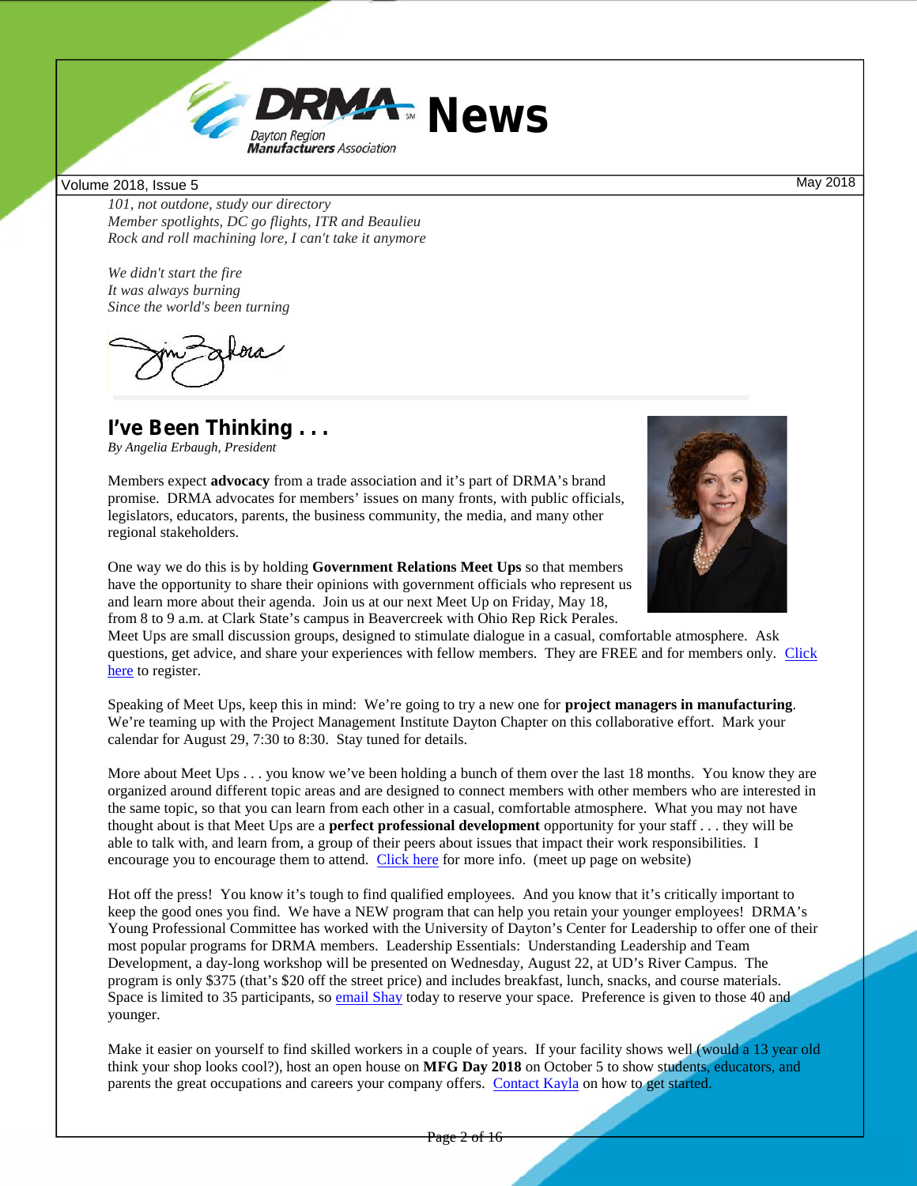*101, not outdone, study our directory*
*Member spotlights, DC go flights, ITR and Beaulieu*
*Rock and roll machining lore, I can't take it anymore*

*We didn't start the fire*
*It was always burning*
*Since the world's been turning*

## I've Been Thinking . . .

*By Angelia Erbaugh, President*

Members expect **advocacy** from a trade association and it's part of DRMA's brand promise. DRMA advocates for members' issues on many fronts, with public officials, legislators, educators, parents, the business community, the media, and many other regional stakeholders.

One way we do this is by holding **Government Relations Meet Ups** so that members have the opportunity to share their opinions with government officials who represent us and learn more about their agenda. Join us at our next Meet Up on Friday, May 18, from 8 to 9 a.m. at Clark State's campus in Beavercreek with Ohio Rep Rick Perales. Meet Ups are small discussion groups, designed to stimulate dialogue in a casual, comfortable atmosphere. Ask questions, get advice, and share your experiences with fellow members. They are FREE and for members only. Click here to register.

Speaking of Meet Ups, keep this in mind: We're going to try a new one for **project managers in manufacturing**. We're teaming up with the Project Management Institute Dayton Chapter on this collaborative effort. Mark your calendar for August 29, 7:30 to 8:30. Stay tuned for details.

More about Meet Ups . . . you know we've been holding a bunch of them over the last 18 months. You know they are organized around different topic areas and are designed to connect members with other members who are interested in the same topic, so that you can learn from each other in a casual, comfortable atmosphere. What you may not have thought about is that Meet Ups are a **perfect professional development** opportunity for your staff . . . they will be able to talk with, and learn from, a group of their peers about issues that impact their work responsibilities. I encourage you to encourage them to attend. Click here for more info. (meet up page on website)

Hot off the press! You know it's tough to find qualified employees. And you know that it's critically important to keep the good ones you find. We have a NEW program that can help you retain your younger employees! DRMA's Young Professional Committee has worked with the University of Dayton's Center for Leadership to offer one of their most popular programs for DRMA members. Leadership Essentials: Understanding Leadership and Team Development, a day-long workshop will be presented on Wednesday, August 22, at UD's River Campus. The program is only $375 (that's $20 off the street price) and includes breakfast, lunch, snacks, and course materials. Space is limited to 35 participants, so email Shay today to reserve your space. Preference is given to those 40 and younger.

Make it easier on yourself to find skilled workers in a couple of years. If your facility shows well (would a 13 year old think your shop looks cool?), host an open house on **MFG Day 2018** on October 5 to show students, educators, and parents the great occupations and careers your company offers. Contact Kayla on how to get started.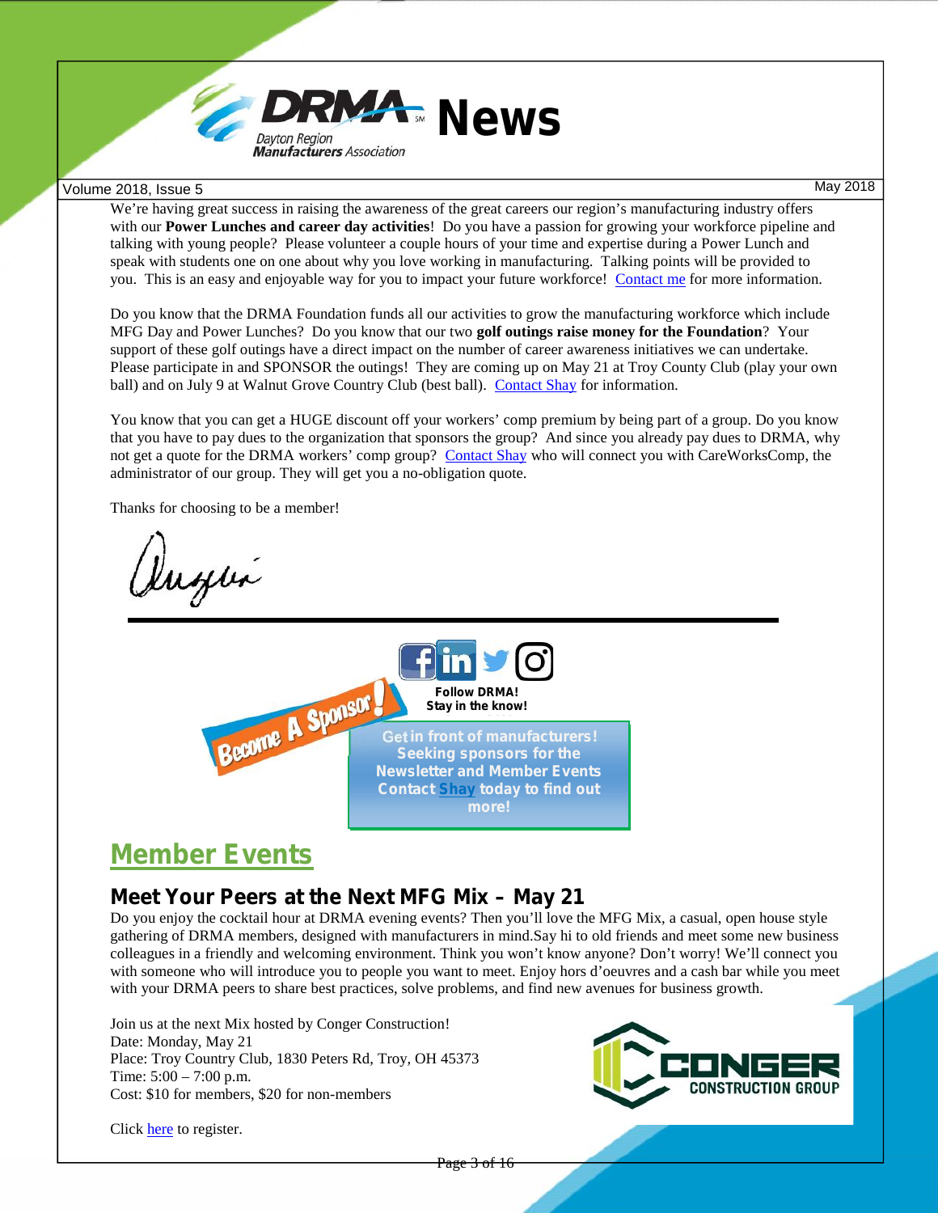We're having great success in raising the awareness of the great careers our region's manufacturing industry offers with our **Power Lunches and career day activities**! Do you have a passion for growing your workforce pipeline and talking with young people? Please volunteer a couple hours of your time and expertise during a Power Lunch and speak with students one on one about why you love working in manufacturing. Talking points will be provided to you. This is an easy and enjoyable way for you to impact your future workforce! Contact me for more information.

Do you know that the DRMA Foundation funds all our activities to grow the manufacturing workforce which include MFG Day and Power Lunches? Do you know that our two **golf outings raise money for the Foundation**? Your support of these golf outings have a direct impact on the number of career awareness initiatives we can undertake. Please participate in and SPONSOR the outings! They are coming up on May 21 at Troy County Club (play your own ball) and on July 9 at Walnut Grove Country Club (best ball). Contact Shay for information.

You know that you can get a HUGE discount off your workers' comp premium by being part of a group. Do you know that you have to pay dues to the organization that sponsors the group? And since you already pay dues to DRMA, why not get a quote for the DRMA workers' comp group? Contact Shay who will connect you with CareWorksComp, the administrator of our group. They will get you a no-obligation quote.

Thanks for choosing to be a member!

Follow DRMA!
Stay in the know!

Become A Sponsor!

Get in front of manufacturers! Seeking sponsors for the Newsletter and Member Events Contact Shay today to find out more!

## Member Events

### Meet Your Peers at the Next MFG Mix – May 21

Do you enjoy the cocktail hour at DRMA evening events? Then you'll love the MFG Mix, a casual, open house style gathering of DRMA members, designed with manufacturers in mind.Say hi to old friends and meet some new business colleagues in a friendly and welcoming environment. Think you won't know anyone? Don't worry! We'll connect you with someone who will introduce you to people you want to meet. Enjoy hors d'oeuvres and a cash bar while you meet with your DRMA peers to share best practices, solve problems, and find new avenues for business growth.

Join us at the next Mix hosted by Conger Construction!
Date: Monday, May 21
Place: Troy Country Club, 1830 Peters Rd, Troy, OH 45373
Time: 5:00 – 7:00 p.m.
Cost: $10 for members, $20 for non-members

Click here to register.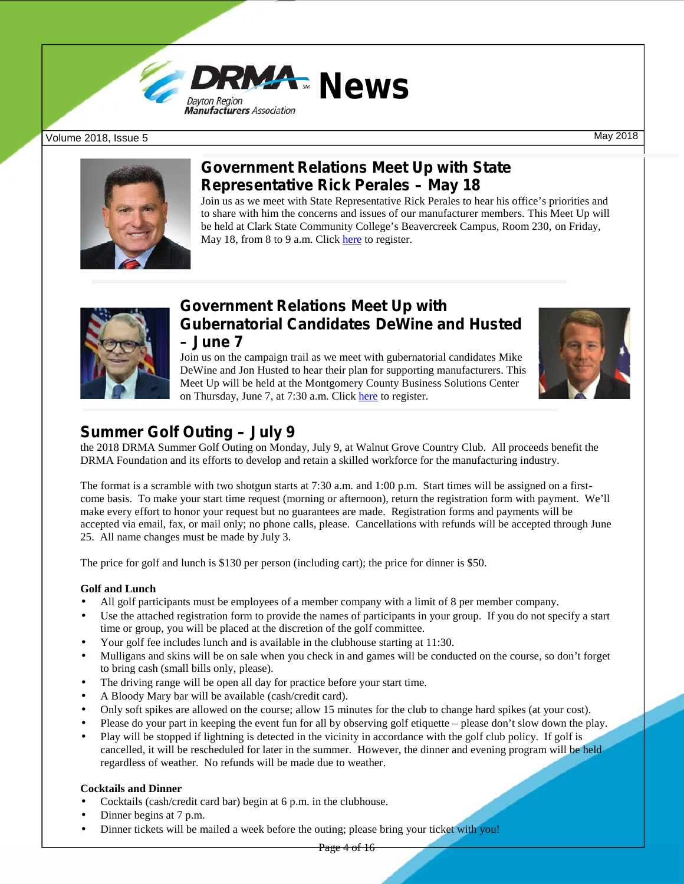# DRMA News

Dayton Region Manufacturers Association

## Government Relations Meet Up with State Representative Rick Perales – May 18

Join us as we meet with State Representative Rick Perales to hear his office's priorities and to share with him the concerns and issues of our manufacturer members. This Meet Up will be held at Clark State Community College's Beavercreek Campus, Room 230, on Friday, May 18, from 8 to 9 a.m. Click here to register.

## Government Relations Meet Up with Gubernatorial Candidates DeWine and Husted – June 7

Join us on the campaign trail as we meet with gubernatorial candidates Mike DeWine and Jon Husted to hear their plan for supporting manufacturers. This Meet Up will be held at the Montgomery County Business Solutions Center on Thursday, June 7, at 7:30 a.m. Click here to register.

## Summer Golf Outing – July 9

the 2018 DRMA Summer Golf Outing on Monday, July 9, at Walnut Grove Country Club. All proceeds benefit the DRMA Foundation and its efforts to develop and retain a skilled workforce for the manufacturing industry.

The format is a scramble with two shotgun starts at 7:30 a.m. and 1:00 p.m. Start times will be assigned on a first-come basis. To make your start time request (morning or afternoon), return the registration form with payment. We'll make every effort to honor your request but no guarantees are made. Registration forms and payments will be accepted via email, fax, or mail only; no phone calls, please. Cancellations with refunds will be accepted through June 25. All name changes must be made by July 3.

The price for golf and lunch is $130 per person (including cart); the price for dinner is $50.

**Golf and Lunch**

- All golf participants must be employees of a member company with a limit of 8 per member company.
- Use the attached registration form to provide the names of participants in your group. If you do not specify a start time or group, you will be placed at the discretion of the golf committee.
- Your golf fee includes lunch and is available in the clubhouse starting at 11:30.
- Mulligans and skins will be on sale when you check in and games will be conducted on the course, so don't forget to bring cash (small bills only, please).
- The driving range will be open all day for practice before your start time.
- A Bloody Mary bar will be available (cash/credit card).
- Only soft spikes are allowed on the course; allow 15 minutes for the club to change hard spikes (at your cost).
- Please do your part in keeping the event fun for all by observing golf etiquette – please don't slow down the play.
- Play will be stopped if lightning is detected in the vicinity in accordance with the golf club policy. If golf is cancelled, it will be rescheduled for later in the summer. However, the dinner and evening program will be held regardless of weather. No refunds will be made due to weather.

**Cocktails and Dinner**

- Cocktails (cash/credit card bar) begin at 6 p.m. in the clubhouse.
- Dinner begins at 7 p.m.
- Dinner tickets will be mailed a week before the outing; please bring your ticket with you!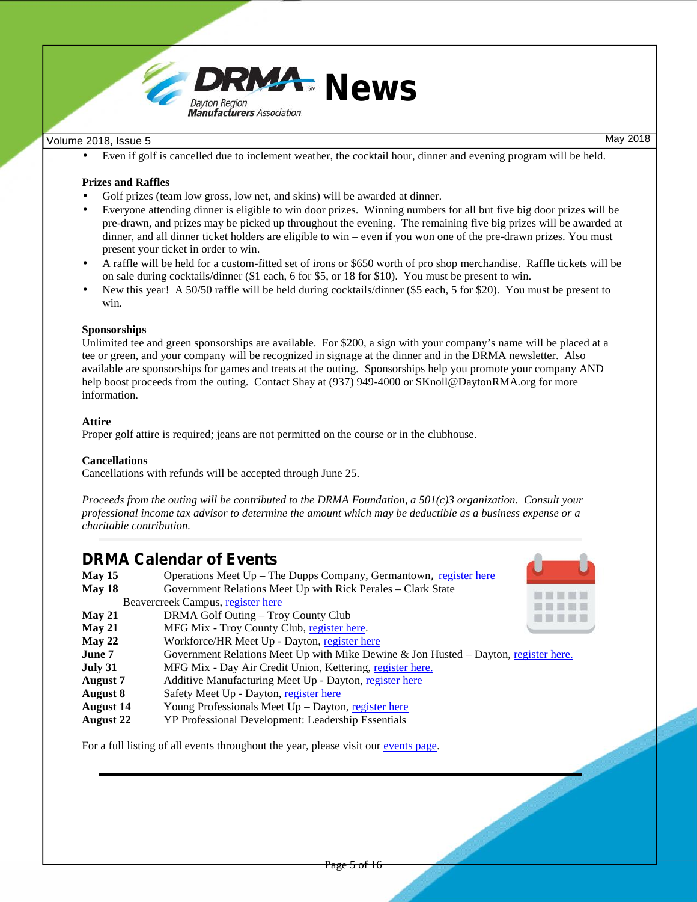- Even if golf is cancelled due to inclement weather, the cocktail hour, dinner and evening program will be held.

**Prizes and Raffles**

- Golf prizes (team low gross, low net, and skins) will be awarded at dinner.
- Everyone attending dinner is eligible to win door prizes. Winning numbers for all but five big door prizes will be pre-drawn, and prizes may be picked up throughout the evening. The remaining five big prizes will be awarded at dinner, and all dinner ticket holders are eligible to win – even if you won one of the pre-drawn prizes. You must present your ticket in order to win.
- A raffle will be held for a custom-fitted set of irons or $650 worth of pro shop merchandise. Raffle tickets will be on sale during cocktails/dinner ($1 each, 6 for $5, or 18 for $10). You must be present to win.
- New this year! A 50/50 raffle will be held during cocktails/dinner ($5 each, 5 for $20). You must be present to win.

**Sponsorships**

Unlimited tee and green sponsorships are available. For $200, a sign with your company's name will be placed at a tee or green, and your company will be recognized in signage at the dinner and in the DRMA newsletter. Also available are sponsorships for games and treats at the outing. Sponsorships help you promote your company AND help boost proceeds from the outing. Contact Shay at (937) 949-4000 or SKnoll@DaytonRMA.org for more information.

**Attire**

Proper golf attire is required; jeans are not permitted on the course or in the clubhouse.

**Cancellations**

Cancellations with refunds will be accepted through June 25.

*Proceeds from the outing will be contributed to the DRMA Foundation, a 501(c)3 organization. Consult your professional income tax advisor to determine the amount which may be deductible as a business expense or a charitable contribution.*

## DRMA Calendar of Events

| | |
|---|---|
| **May 15** | Operations Meet Up – The Dupps Company, Germantown, register here |
| **May 18** | Government Relations Meet Up with Rick Perales – Clark State Beavercreek Campus, register here |
| **May 21** | DRMA Golf Outing – Troy County Club |
| **May 21** | MFG Mix - Troy County Club, register here. |
| **May 22** | Workforce/HR Meet Up - Dayton, register here |
| **June 7** | Government Relations Meet Up with Mike Dewine & Jon Husted – Dayton, register here. |
| **July 31** | MFG Mix - Day Air Credit Union, Kettering, register here. |
| **August 7** | Additive Manufacturing Meet Up - Dayton, register here |
| **August 8** | Safety Meet Up - Dayton, register here |
| **August 14** | Young Professionals Meet Up – Dayton, register here |
| **August 22** | YP Professional Development: Leadership Essentials |

For a full listing of all events throughout the year, please visit our events page.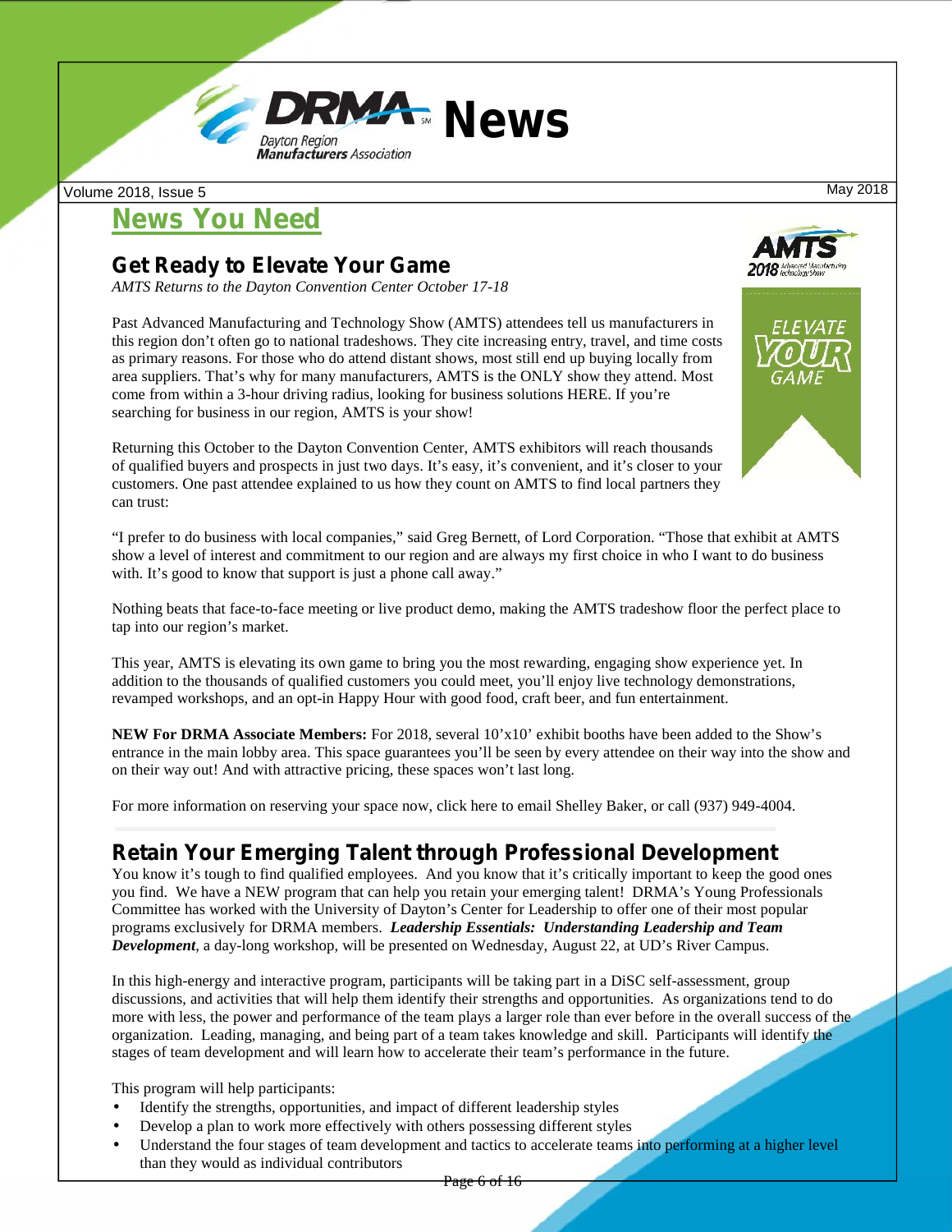## News You Need

### Get Ready to Elevate Your Game

*AMTS Returns to the Dayton Convention Center October 17-18*

Past Advanced Manufacturing and Technology Show (AMTS) attendees tell us manufacturers in this region don't often go to national tradeshows. They cite increasing entry, travel, and time costs as primary reasons. For those who do attend distant shows, most still end up buying locally from area suppliers. That's why for many manufacturers, AMTS is the ONLY show they attend. Most come from within a 3-hour driving radius, looking for business solutions HERE. If you're searching for business in our region, AMTS is your show!

Returning this October to the Dayton Convention Center, AMTS exhibitors will reach thousands of qualified buyers and prospects in just two days. It's easy, it's convenient, and it's closer to your customers. One past attendee explained to us how they count on AMTS to find local partners they can trust:

"I prefer to do business with local companies," said Greg Bernett, of Lord Corporation. "Those that exhibit at AMTS show a level of interest and commitment to our region and are always my first choice in who I want to do business with. It's good to know that support is just a phone call away."

Nothing beats that face-to-face meeting or live product demo, making the AMTS tradeshow floor the perfect place to tap into our region's market.

This year, AMTS is elevating its own game to bring you the most rewarding, engaging show experience yet. In addition to the thousands of qualified customers you could meet, you'll enjoy live technology demonstrations, revamped workshops, and an opt-in Happy Hour with good food, craft beer, and fun entertainment.

**NEW For DRMA Associate Members:** For 2018, several 10'x10' exhibit booths have been added to the Show's entrance in the main lobby area. This space guarantees you'll be seen by every attendee on their way into the show and on their way out! And with attractive pricing, these spaces won't last long.

For more information on reserving your space now, click here to email Shelley Baker, or call (937) 949-4004.

### Retain Your Emerging Talent through Professional Development

You know it's tough to find qualified employees. And you know that it's critically important to keep the good ones you find. We have a NEW program that can help you retain your emerging talent! DRMA's Young Professionals Committee has worked with the University of Dayton's Center for Leadership to offer one of their most popular programs exclusively for DRMA members. ***Leadership Essentials: Understanding Leadership and Team Development***, a day-long workshop, will be presented on Wednesday, August 22, at UD's River Campus.

In this high-energy and interactive program, participants will be taking part in a DiSC self-assessment, group discussions, and activities that will help them identify their strengths and opportunities. As organizations tend to do more with less, the power and performance of the team plays a larger role than ever before in the overall success of the organization. Leading, managing, and being part of a team takes knowledge and skill. Participants will identify the stages of team development and will learn how to accelerate their team's performance in the future.

This program will help participants:

- Identify the strengths, opportunities, and impact of different leadership styles
- Develop a plan to work more effectively with others possessing different styles
- Understand the four stages of team development and tactics to accelerate teams into performing at a higher level than they would as individual contributors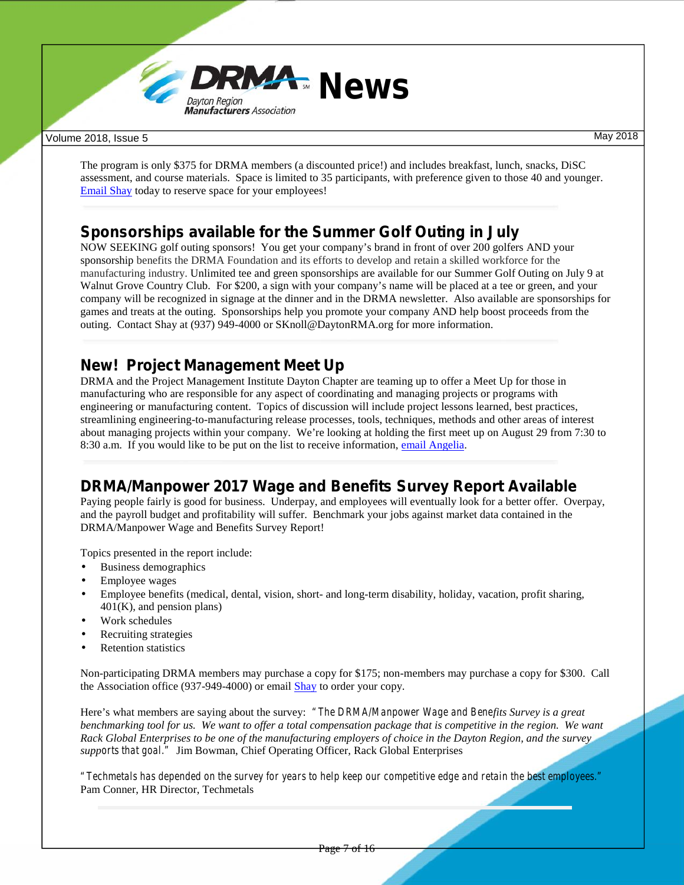The program is only $375 for DRMA members (a discounted price!) and includes breakfast, lunch, snacks, DiSC assessment, and course materials. Space is limited to 35 participants, with preference given to those 40 and younger. [Email Shay] today to reserve space for your employees!

## Sponsorships available for the Summer Golf Outing in July

NOW SEEKING golf outing sponsors! You get your company's brand in front of over 200 golfers AND your sponsorship benefits the DRMA Foundation and its efforts to develop and retain a skilled workforce for the manufacturing industry. Unlimited tee and green sponsorships are available for our Summer Golf Outing on July 9 at Walnut Grove Country Club. For $200, a sign with your company's name will be placed at a tee or green, and your company will be recognized in signage at the dinner and in the DRMA newsletter. Also available are sponsorships for games and treats at the outing. Sponsorships help you promote your company AND help boost proceeds from the outing. Contact Shay at (937) 949-4000 or SKnoll@DaytonRMA.org for more information.

## New! Project Management Meet Up

DRMA and the Project Management Institute Dayton Chapter are teaming up to offer a Meet Up for those in manufacturing who are responsible for any aspect of coordinating and managing projects or programs with engineering or manufacturing content. Topics of discussion will include project lessons learned, best practices, streamlining engineering-to-manufacturing release processes, tools, techniques, methods and other areas of interest about managing projects within your company. We're looking at holding the first meet up on August 29 from 7:30 to 8:30 a.m. If you would like to be put on the list to receive information, [email Angelia].

## DRMA/Manpower 2017 Wage and Benefits Survey Report Available

Paying people fairly is good for business. Underpay, and employees will eventually look for a better offer. Overpay, and the payroll budget and profitability will suffer. Benchmark your jobs against market data contained in the DRMA/Manpower Wage and Benefits Survey Report!

Topics presented in the report include:

- Business demographics
- Employee wages
- Employee benefits (medical, dental, vision, short- and long-term disability, holiday, vacation, profit sharing, 401(K), and pension plans)
- Work schedules
- Recruiting strategies
- Retention statistics

Non-participating DRMA members may purchase a copy for $175; non-members may purchase a copy for $300. Call the Association office (937-949-4000) or email [Shay] to order your copy.

Here's what members are saying about the survey: *"The DRMA/Manpower Wage and Benefits Survey is a great benchmarking tool for us. We want to offer a total compensation package that is competitive in the region. We want Rack Global Enterprises to be one of the manufacturing employers of choice in the Dayton Region, and the survey supports that goal."* Jim Bowman, Chief Operating Officer, Rack Global Enterprises

*"Techmetals has depended on the survey for years to help keep our competitive edge and retain the best employees."* Pam Conner, HR Director, Techmetals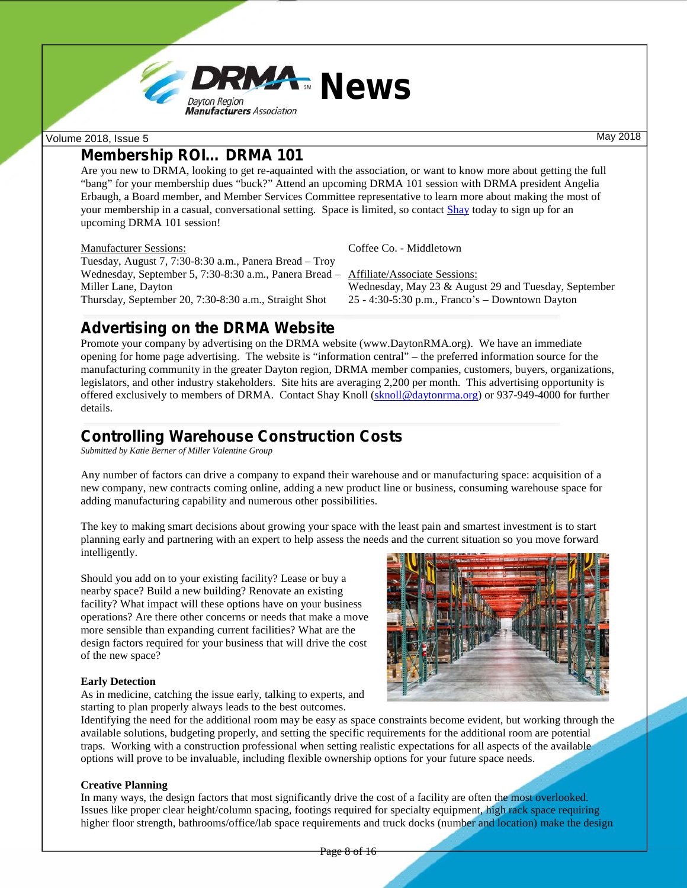# DRMA News

## Membership ROI… DRMA 101

Are you new to DRMA, looking to get re-aquainted with the association, or want to know more about getting the full "bang" for your membership dues "buck?" Attend an upcoming DRMA 101 session with DRMA president Angelia Erbaugh, a Board member, and Member Services Committee representative to learn more about making the most of your membership in a casual, conversational setting. Space is limited, so contact Shay today to sign up for an upcoming DRMA 101 session!

Manufacturer Sessions:
Tuesday, August 7, 7:30-8:30 a.m., Panera Bread – Troy
Wednesday, September 5, 7:30-8:30 a.m., Panera Bread – Miller Lane, Dayton
Thursday, September 20, 7:30-8:30 a.m., Straight Shot Coffee Co. - Middletown

Affiliate/Associate Sessions:
Wednesday, May 23 & August 29 and Tuesday, September 25 - 4:30-5:30 p.m., Franco's – Downtown Dayton

## Advertising on the DRMA Website

Promote your company by advertising on the DRMA website (www.DaytonRMA.org). We have an immediate opening for home page advertising. The website is "information central" – the preferred information source for the manufacturing community in the greater Dayton region, DRMA member companies, customers, buyers, organizations, legislators, and other industry stakeholders. Site hits are averaging 2,200 per month. This advertising opportunity is offered exclusively to members of DRMA. Contact Shay Knoll (sknoll@daytonrma.org) or 937-949-4000 for further details.

## Controlling Warehouse Construction Costs

*Submitted by Katie Berner of Miller Valentine Group*

Any number of factors can drive a company to expand their warehouse and or manufacturing space: acquisition of a new company, new contracts coming online, adding a new product line or business, consuming warehouse space for adding manufacturing capability and numerous other possibilities.

The key to making smart decisions about growing your space with the least pain and smartest investment is to start planning early and partnering with an expert to help assess the needs and the current situation so you move forward intelligently.

Should you add on to your existing facility? Lease or buy a nearby space? Build a new building? Renovate an existing facility? What impact will these options have on your business operations? Are there other concerns or needs that make a move more sensible than expanding current facilities? What are the design factors required for your business that will drive the cost of the new space?

**Early Detection**

As in medicine, catching the issue early, talking to experts, and starting to plan properly always leads to the best outcomes. Identifying the need for the additional room may be easy as space constraints become evident, but working through the available solutions, budgeting properly, and setting the specific requirements for the additional room are potential traps. Working with a construction professional when setting realistic expectations for all aspects of the available options will prove to be invaluable, including flexible ownership options for your future space needs.

**Creative Planning**

In many ways, the design factors that most significantly drive the cost of a facility are often the most overlooked. Issues like proper clear height/column spacing, footings required for specialty equipment, high rack space requiring higher floor strength, bathrooms/office/lab space requirements and truck docks (number and location) make the design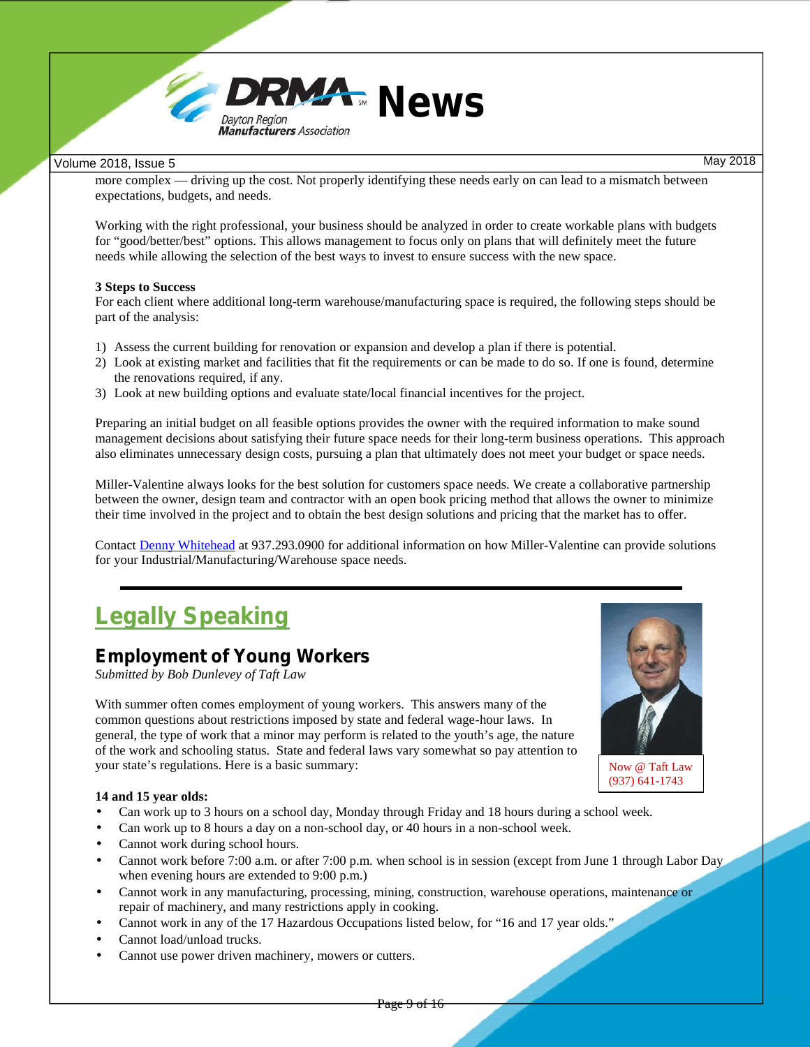more complex — driving up the cost. Not properly identifying these needs early on can lead to a mismatch between expectations, budgets, and needs.

Working with the right professional, your business should be analyzed in order to create workable plans with budgets for "good/better/best" options. This allows management to focus only on plans that will definitely meet the future needs while allowing the selection of the best ways to invest to ensure success with the new space.

**3 Steps to Success**

For each client where additional long-term warehouse/manufacturing space is required, the following steps should be part of the analysis:

1) Assess the current building for renovation or expansion and develop a plan if there is potential.
2) Look at existing market and facilities that fit the requirements or can be made to do so. If one is found, determine the renovations required, if any.
3) Look at new building options and evaluate state/local financial incentives for the project.

Preparing an initial budget on all feasible options provides the owner with the required information to make sound management decisions about satisfying their future space needs for their long-term business operations. This approach also eliminates unnecessary design costs, pursuing a plan that ultimately does not meet your budget or space needs.

Miller-Valentine always looks for the best solution for customers space needs. We create a collaborative partnership between the owner, design team and contractor with an open book pricing method that allows the owner to minimize their time involved in the project and to obtain the best design solutions and pricing that the market has to offer.

Contact Denny Whitehead at 937.293.0900 for additional information on how Miller-Valentine can provide solutions for your Industrial/Manufacturing/Warehouse space needs.

---

# Legally Speaking

## Employment of Young Workers

*Submitted by Bob Dunlevey of Taft Law*

Now @ Taft Law
(937) 641-1743

With summer often comes employment of young workers. This answers many of the common questions about restrictions imposed by state and federal wage-hour laws. In general, the type of work that a minor may perform is related to the youth's age, the nature of the work and schooling status. State and federal laws vary somewhat so pay attention to your state's regulations. Here is a basic summary:

**14 and 15 year olds:**

- Can work up to 3 hours on a school day, Monday through Friday and 18 hours during a school week.
- Can work up to 8 hours a day on a non-school day, or 40 hours in a non-school week.
- Cannot work during school hours.
- Cannot work before 7:00 a.m. or after 7:00 p.m. when school is in session (except from June 1 through Labor Day when evening hours are extended to 9:00 p.m.)
- Cannot work in any manufacturing, processing, mining, construction, warehouse operations, maintenance or repair of machinery, and many restrictions apply in cooking.
- Cannot work in any of the 17 Hazardous Occupations listed below, for "16 and 17 year olds."
- Cannot load/unload trucks.
- Cannot use power driven machinery, mowers or cutters.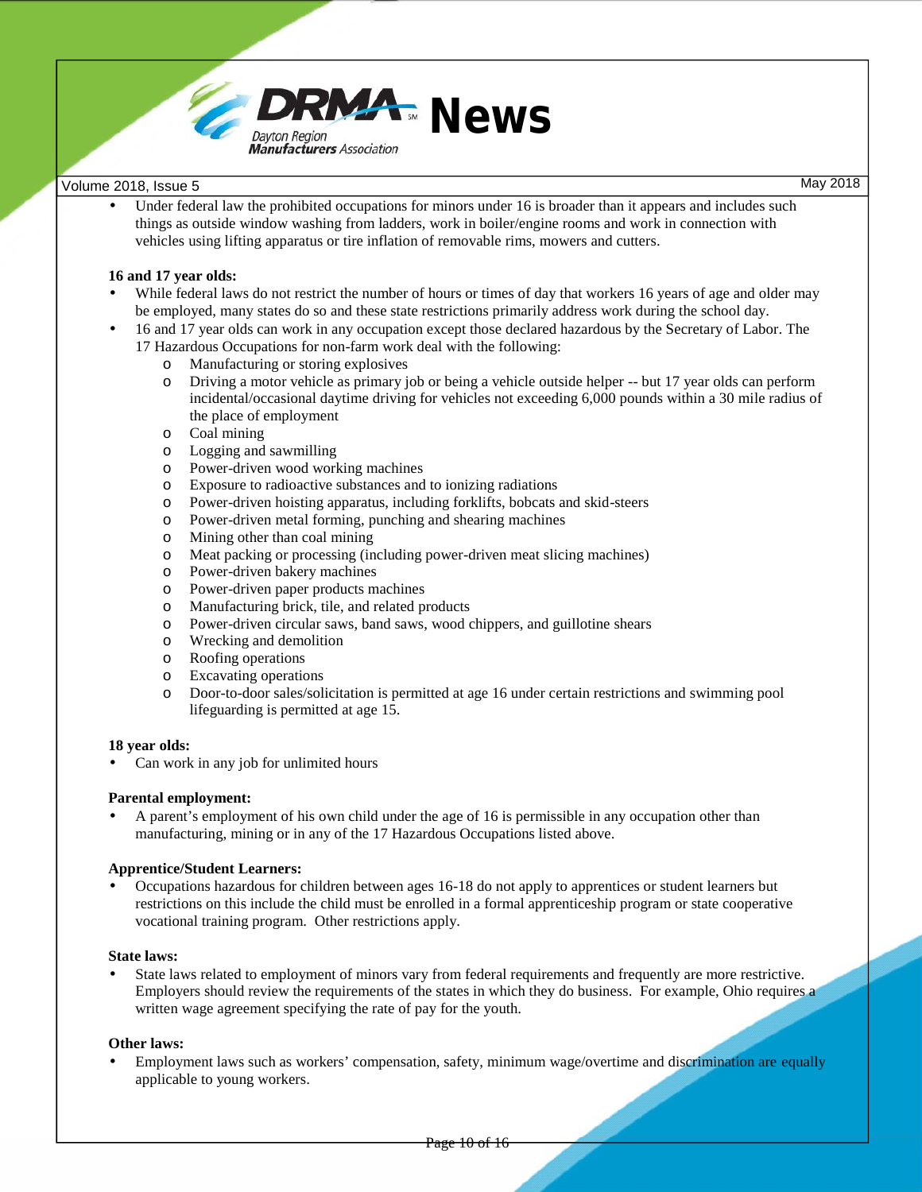- Under federal law the prohibited occupations for minors under 16 is broader than it appears and includes such things as outside window washing from ladders, work in boiler/engine rooms and work in connection with vehicles using lifting apparatus or tire inflation of removable rims, mowers and cutters.

**16 and 17 year olds:**

- While federal laws do not restrict the number of hours or times of day that workers 16 years of age and older may be employed, many states do so and these state restrictions primarily address work during the school day.
- 16 and 17 year olds can work in any occupation except those declared hazardous by the Secretary of Labor. The 17 Hazardous Occupations for non-farm work deal with the following:
  - Manufacturing or storing explosives
  - Driving a motor vehicle as primary job or being a vehicle outside helper -- but 17 year olds can perform incidental/occasional daytime driving for vehicles not exceeding 6,000 pounds within a 30 mile radius of the place of employment
  - Coal mining
  - Logging and sawmilling
  - Power-driven wood working machines
  - Exposure to radioactive substances and to ionizing radiations
  - Power-driven hoisting apparatus, including forklifts, bobcats and skid-steers
  - Power-driven metal forming, punching and shearing machines
  - Mining other than coal mining
  - Meat packing or processing (including power-driven meat slicing machines)
  - Power-driven bakery machines
  - Power-driven paper products machines
  - Manufacturing brick, tile, and related products
  - Power-driven circular saws, band saws, wood chippers, and guillotine shears
  - Wrecking and demolition
  - Roofing operations
  - Excavating operations
  - Door-to-door sales/solicitation is permitted at age 16 under certain restrictions and swimming pool lifeguarding is permitted at age 15.

**18 year olds:**

- Can work in any job for unlimited hours

**Parental employment:**

- A parent's employment of his own child under the age of 16 is permissible in any occupation other than manufacturing, mining or in any of the 17 Hazardous Occupations listed above.

**Apprentice/Student Learners:**

- Occupations hazardous for children between ages 16-18 do not apply to apprentices or student learners but restrictions on this include the child must be enrolled in a formal apprenticeship program or state cooperative vocational training program. Other restrictions apply.

**State laws:**

- State laws related to employment of minors vary from federal requirements and frequently are more restrictive. Employers should review the requirements of the states in which they do business. For example, Ohio requires a written wage agreement specifying the rate of pay for the youth.

**Other laws:**

- Employment laws such as workers' compensation, safety, minimum wage/overtime and discrimination are equally applicable to young workers.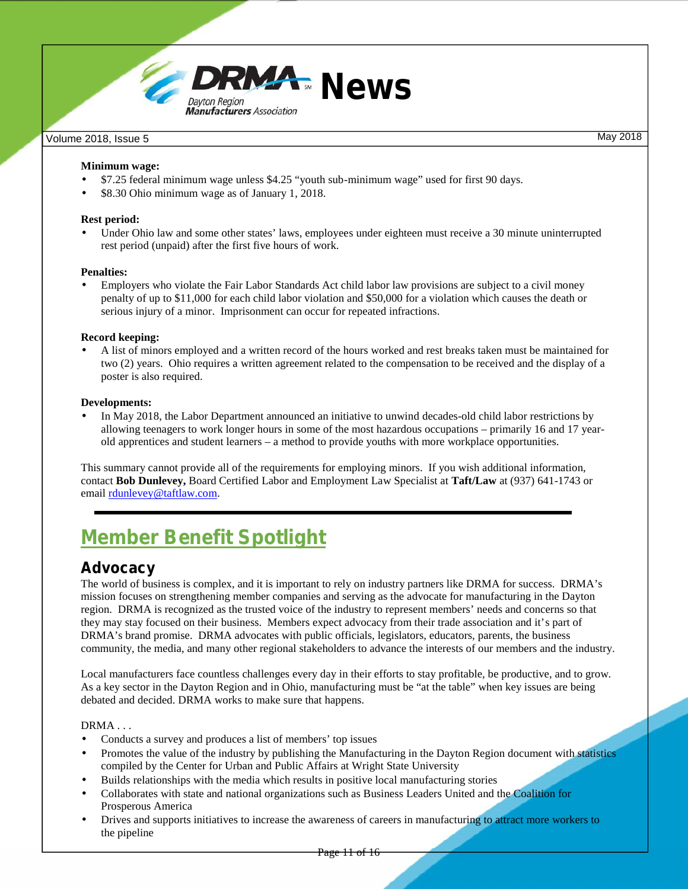**Minimum wage:**

- $7.25 federal minimum wage unless $4.25 "youth sub-minimum wage" used for first 90 days.
- $8.30 Ohio minimum wage as of January 1, 2018.

**Rest period:**

- Under Ohio law and some other states' laws, employees under eighteen must receive a 30 minute uninterrupted rest period (unpaid) after the first five hours of work.

**Penalties:**

- Employers who violate the Fair Labor Standards Act child labor law provisions are subject to a civil money penalty of up to $11,000 for each child labor violation and $50,000 for a violation which causes the death or serious injury of a minor. Imprisonment can occur for repeated infractions.

**Record keeping:**

- A list of minors employed and a written record of the hours worked and rest breaks taken must be maintained for two (2) years. Ohio requires a written agreement related to the compensation to be received and the display of a poster is also required.

**Developments:**

- In May 2018, the Labor Department announced an initiative to unwind decades-old child labor restrictions by allowing teenagers to work longer hours in some of the most hazardous occupations – primarily 16 and 17 year-old apprentices and student learners – a method to provide youths with more workplace opportunities.

This summary cannot provide all of the requirements for employing minors. If you wish additional information, contact **Bob Dunlevey,** Board Certified Labor and Employment Law Specialist at **Taft/Law** at (937) 641-1743 or email rdunlevey@taftlaw.com.

---

# Member Benefit Spotlight

## Advocacy

The world of business is complex, and it is important to rely on industry partners like DRMA for success. DRMA's mission focuses on strengthening member companies and serving as the advocate for manufacturing in the Dayton region. DRMA is recognized as the trusted voice of the industry to represent members' needs and concerns so that they may stay focused on their business. Members expect advocacy from their trade association and it's part of DRMA's brand promise. DRMA advocates with public officials, legislators, educators, parents, the business community, the media, and many other regional stakeholders to advance the interests of our members and the industry.

Local manufacturers face countless challenges every day in their efforts to stay profitable, be productive, and to grow. As a key sector in the Dayton Region and in Ohio, manufacturing must be "at the table" when key issues are being debated and decided. DRMA works to make sure that happens.

DRMA . . .

- Conducts a survey and produces a list of members' top issues
- Promotes the value of the industry by publishing the Manufacturing in the Dayton Region document with statistics compiled by the Center for Urban and Public Affairs at Wright State University
- Builds relationships with the media which results in positive local manufacturing stories
- Collaborates with state and national organizations such as Business Leaders United and the Coalition for Prosperous America
- Drives and supports initiatives to increase the awareness of careers in manufacturing to attract more workers to the pipeline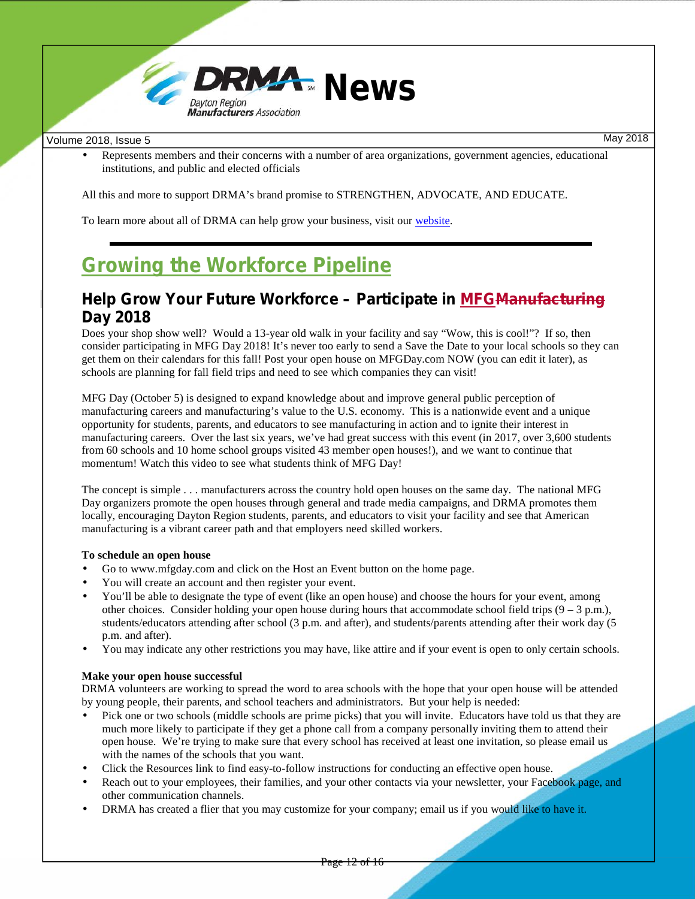- Represents members and their concerns with a number of area organizations, government agencies, educational institutions, and public and elected officials

All this and more to support DRMA's brand promise to STRENGTHEN, ADVOCATE, AND EDUCATE.

To learn more about all of DRMA can help grow your business, visit our website.

# Growing the Workforce Pipeline

## Help Grow Your Future Workforce – Participate in MFG~~Manufacturing~~ Day 2018

Does your shop show well? Would a 13-year old walk in your facility and say "Wow, this is cool!"? If so, then consider participating in MFG Day 2018! It's never too early to send a Save the Date to your local schools so they can get them on their calendars for this fall! Post your open house on MFGDay.com NOW (you can edit it later), as schools are planning for fall field trips and need to see which companies they can visit!

MFG Day (October 5) is designed to expand knowledge about and improve general public perception of manufacturing careers and manufacturing's value to the U.S. economy. This is a nationwide event and a unique opportunity for students, parents, and educators to see manufacturing in action and to ignite their interest in manufacturing careers. Over the last six years, we've had great success with this event (in 2017, over 3,600 students from 60 schools and 10 home school groups visited 43 member open houses!), and we want to continue that momentum! Watch this video to see what students think of MFG Day!

The concept is simple . . . manufacturers across the country hold open houses on the same day. The national MFG Day organizers promote the open houses through general and trade media campaigns, and DRMA promotes them locally, encouraging Dayton Region students, parents, and educators to visit your facility and see that American manufacturing is a vibrant career path and that employers need skilled workers.

**To schedule an open house**

- Go to www.mfgday.com and click on the Host an Event button on the home page.
- You will create an account and then register your event.
- You'll be able to designate the type of event (like an open house) and choose the hours for your event, among other choices. Consider holding your open house during hours that accommodate school field trips (9 – 3 p.m.), students/educators attending after school (3 p.m. and after), and students/parents attending after their work day (5 p.m. and after).
- You may indicate any other restrictions you may have, like attire and if your event is open to only certain schools.

**Make your open house successful**

DRMA volunteers are working to spread the word to area schools with the hope that your open house will be attended by young people, their parents, and school teachers and administrators. But your help is needed:

- Pick one or two schools (middle schools are prime picks) that you will invite. Educators have told us that they are much more likely to participate if they get a phone call from a company personally inviting them to attend their open house. We're trying to make sure that every school has received at least one invitation, so please email us with the names of the schools that you want.
- Click the Resources link to find easy-to-follow instructions for conducting an effective open house.
- Reach out to your employees, their families, and your other contacts via your newsletter, your Facebook page, and other communication channels.
- DRMA has created a flier that you may customize for your company; email us if you would like to have it.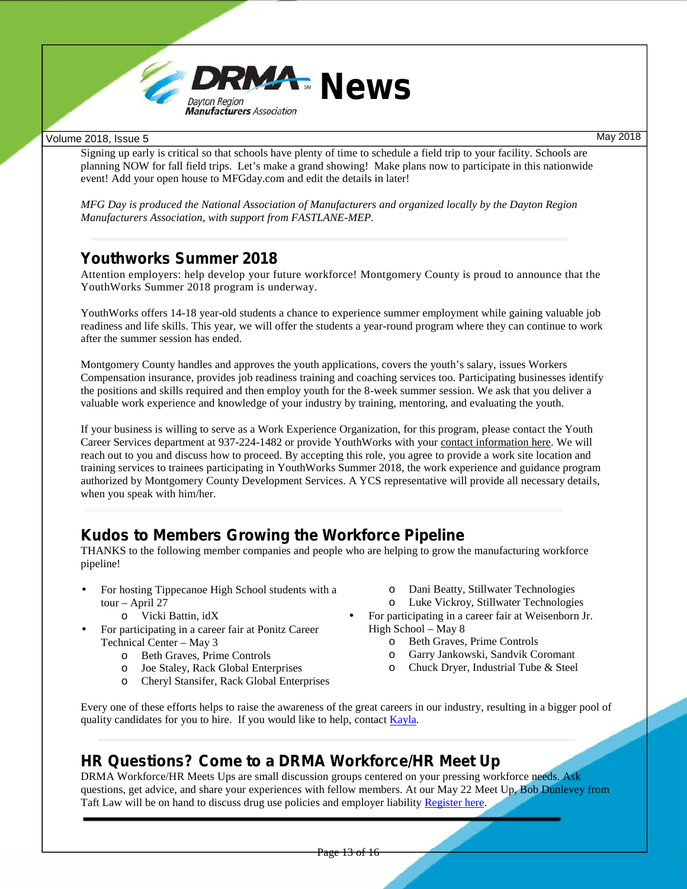Signing up early is critical so that schools have plenty of time to schedule a field trip to your facility. Schools are planning NOW for fall field trips. Let's make a grand showing! Make plans now to participate in this nationwide event! Add your open house to MFGday.com and edit the details in later!

*MFG Day is produced the National Association of Manufacturers and organized locally by the Dayton Region Manufacturers Association, with support from FASTLANE-MEP.*

## Youthworks Summer 2018

Attention employers: help develop your future workforce! Montgomery County is proud to announce that the YouthWorks Summer 2018 program is underway.

YouthWorks offers 14-18 year-old students a chance to experience summer employment while gaining valuable job readiness and life skills. This year, we will offer the students a year-round program where they can continue to work after the summer session has ended.

Montgomery County handles and approves the youth applications, covers the youth's salary, issues Workers Compensation insurance, provides job readiness training and coaching services too. Participating businesses identify the positions and skills required and then employ youth for the 8-week summer session. We ask that you deliver a valuable work experience and knowledge of your industry by training, mentoring, and evaluating the youth.

If your business is willing to serve as a Work Experience Organization, for this program, please contact the Youth Career Services department at 937-224-1482 or provide YouthWorks with your contact information here. We will reach out to you and discuss how to proceed. By accepting this role, you agree to provide a work site location and training services to trainees participating in YouthWorks Summer 2018, the work experience and guidance program authorized by Montgomery County Development Services. A YCS representative will provide all necessary details, when you speak with him/her.

## Kudos to Members Growing the Workforce Pipeline

THANKS to the following member companies and people who are helping to grow the manufacturing workforce pipeline!

- For hosting Tippecanoe High School students with a tour – April 27
  - Vicki Battin, idX
- For participating in a career fair at Ponitz Career Technical Center – May 3
  - Beth Graves, Prime Controls
  - Joe Staley, Rack Global Enterprises
  - Cheryl Stansifer, Rack Global Enterprises
  - Dani Beatty, Stillwater Technologies
  - Luke Vickroy, Stillwater Technologies
- For participating in a career fair at Weisenborn Jr. High School – May 8
  - Beth Graves, Prime Controls
  - Garry Jankowski, Sandvik Coromant
  - Chuck Dryer, Industrial Tube & Steel

Every one of these efforts helps to raise the awareness of the great careers in our industry, resulting in a bigger pool of quality candidates for you to hire. If you would like to help, contact Kayla.

## HR Questions? Come to a DRMA Workforce/HR Meet Up

DRMA Workforce/HR Meets Ups are small discussion groups centered on your pressing workforce needs. Ask questions, get advice, and share your experiences with fellow members. At our May 22 Meet Up, Bob Dunlevey from Taft Law will be on hand to discuss drug use policies and employer liability Register here.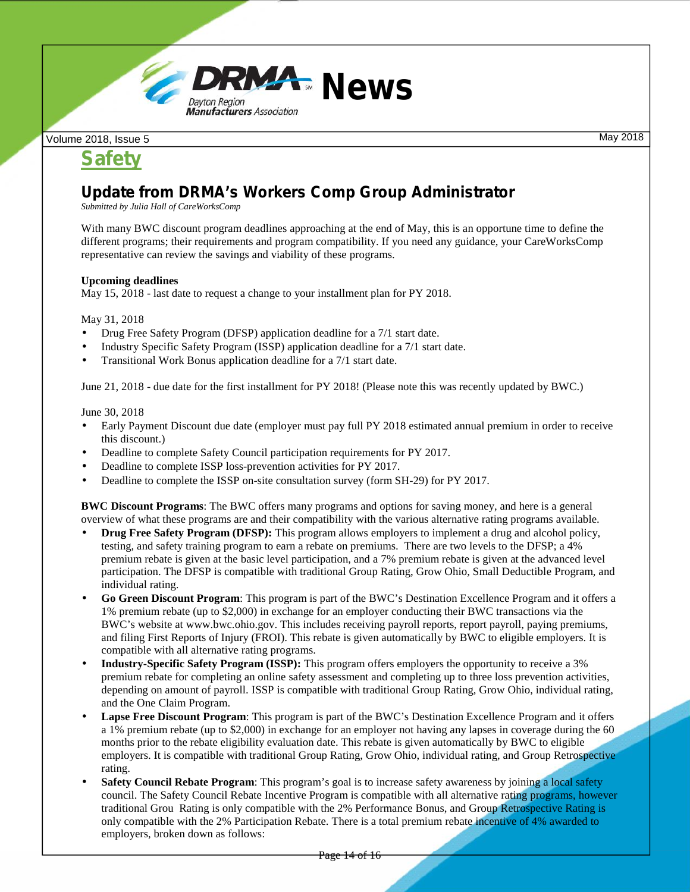## Safety

### Update from DRMA's Workers Comp Group Administrator

*Submitted by Julia Hall of CareWorksComp*

With many BWC discount program deadlines approaching at the end of May, this is an opportune time to define the different programs; their requirements and program compatibility. If you need any guidance, your CareWorksComp representative can review the savings and viability of these programs.

**Upcoming deadlines**

May 15, 2018 - last date to request a change to your installment plan for PY 2018.

May 31, 2018

- Drug Free Safety Program (DFSP) application deadline for a 7/1 start date.
- Industry Specific Safety Program (ISSP) application deadline for a 7/1 start date.
- Transitional Work Bonus application deadline for a 7/1 start date.

June 21, 2018 - due date for the first installment for PY 2018! (Please note this was recently updated by BWC.)

June 30, 2018

- Early Payment Discount due date (employer must pay full PY 2018 estimated annual premium in order to receive this discount.)
- Deadline to complete Safety Council participation requirements for PY 2017.
- Deadline to complete ISSP loss-prevention activities for PY 2017.
- Deadline to complete the ISSP on-site consultation survey (form SH-29) for PY 2017.

**BWC Discount Programs**: The BWC offers many programs and options for saving money, and here is a general overview of what these programs are and their compatibility with the various alternative rating programs available.

- **Drug Free Safety Program (DFSP):** This program allows employers to implement a drug and alcohol policy, testing, and safety training program to earn a rebate on premiums. There are two levels to the DFSP; a 4% premium rebate is given at the basic level participation, and a 7% premium rebate is given at the advanced level participation. The DFSP is compatible with traditional Group Rating, Grow Ohio, Small Deductible Program, and individual rating.
- **Go Green Discount Program**: This program is part of the BWC's Destination Excellence Program and it offers a 1% premium rebate (up to $2,000) in exchange for an employer conducting their BWC transactions via the BWC's website at www.bwc.ohio.gov. This includes receiving payroll reports, report payroll, paying premiums, and filing First Reports of Injury (FROI). This rebate is given automatically by BWC to eligible employers. It is compatible with all alternative rating programs.
- **Industry-Specific Safety Program (ISSP):** This program offers employers the opportunity to receive a 3% premium rebate for completing an online safety assessment and completing up to three loss prevention activities, depending on amount of payroll. ISSP is compatible with traditional Group Rating, Grow Ohio, individual rating, and the One Claim Program.
- **Lapse Free Discount Program**: This program is part of the BWC's Destination Excellence Program and it offers a 1% premium rebate (up to $2,000) in exchange for an employer not having any lapses in coverage during the 60 months prior to the rebate eligibility evaluation date. This rebate is given automatically by BWC to eligible employers. It is compatible with traditional Group Rating, Grow Ohio, individual rating, and Group Retrospective rating.
- **Safety Council Rebate Program**: This program's goal is to increase safety awareness by joining a local safety council. The Safety Council Rebate Incentive Program is compatible with all alternative rating programs, however traditional Grou Rating is only compatible with the 2% Performance Bonus, and Group Retrospective Rating is only compatible with the 2% Participation Rebate. There is a total premium rebate incentive of 4% awarded to employers, broken down as follows: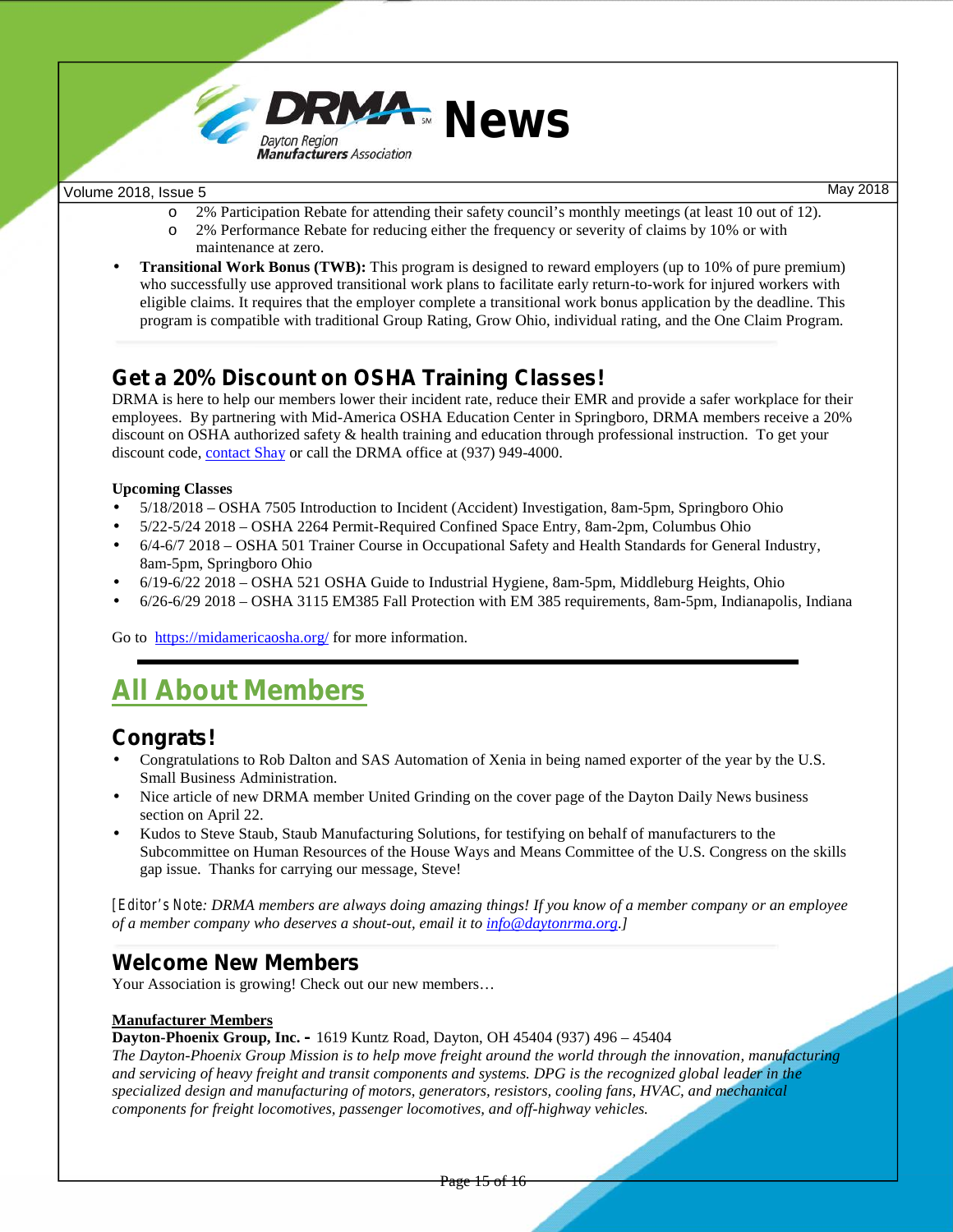- 2% Participation Rebate for attending their safety council's monthly meetings (at least 10 out of 12).
- 2% Performance Rebate for reducing either the frequency or severity of claims by 10% or with maintenance at zero.

- **Transitional Work Bonus (TWB):** This program is designed to reward employers (up to 10% of pure premium) who successfully use approved transitional work plans to facilitate early return-to-work for injured workers with eligible claims. It requires that the employer complete a transitional work bonus application by the deadline. This program is compatible with traditional Group Rating, Grow Ohio, individual rating, and the One Claim Program.

## Get a 20% Discount on OSHA Training Classes!

DRMA is here to help our members lower their incident rate, reduce their EMR and provide a safer workplace for their employees. By partnering with Mid-America OSHA Education Center in Springboro, DRMA members receive a 20% discount on OSHA authorized safety & health training and education through professional instruction. To get your discount code, contact Shay or call the DRMA office at (937) 949-4000.

**Upcoming Classes**

- 5/18/2018 – OSHA 7505 Introduction to Incident (Accident) Investigation, 8am-5pm, Springboro Ohio
- 5/22-5/24 2018 – OSHA 2264 Permit-Required Confined Space Entry, 8am-2pm, Columbus Ohio
- 6/4-6/7 2018 – OSHA 501 Trainer Course in Occupational Safety and Health Standards for General Industry, 8am-5pm, Springboro Ohio
- 6/19-6/22 2018 – OSHA 521 OSHA Guide to Industrial Hygiene, 8am-5pm, Middleburg Heights, Ohio
- 6/26-6/29 2018 – OSHA 3115 EM385 Fall Protection with EM 385 requirements, 8am-5pm, Indianapolis, Indiana

Go to https://midamericaosha.org/ for more information.

# All About Members

## Congrats!

- Congratulations to Rob Dalton and SAS Automation of Xenia in being named exporter of the year by the U.S. Small Business Administration.
- Nice article of new DRMA member United Grinding on the cover page of the Dayton Daily News business section on April 22.
- Kudos to Steve Staub, Staub Manufacturing Solutions, for testifying on behalf of manufacturers to the Subcommittee on Human Resources of the House Ways and Means Committee of the U.S. Congress on the skills gap issue. Thanks for carrying our message, Steve!

[Editor's Note: *DRMA members are always doing amazing things! If you know of a member company or an employee of a member company who deserves a shout-out, email it to info@daytonrma.org.]*

## Welcome New Members

Your Association is growing! Check out our new members…

**Manufacturer Members**

**Dayton-Phoenix Group, Inc. -** 1619 Kuntz Road, Dayton, OH 45404 (937) 496 – 45404

*The Dayton-Phoenix Group Mission is to help move freight around the world through the innovation, manufacturing and servicing of heavy freight and transit components and systems. DPG is the recognized global leader in the specialized design and manufacturing of motors, generators, resistors, cooling fans, HVAC, and mechanical components for freight locomotives, passenger locomotives, and off-highway vehicles.*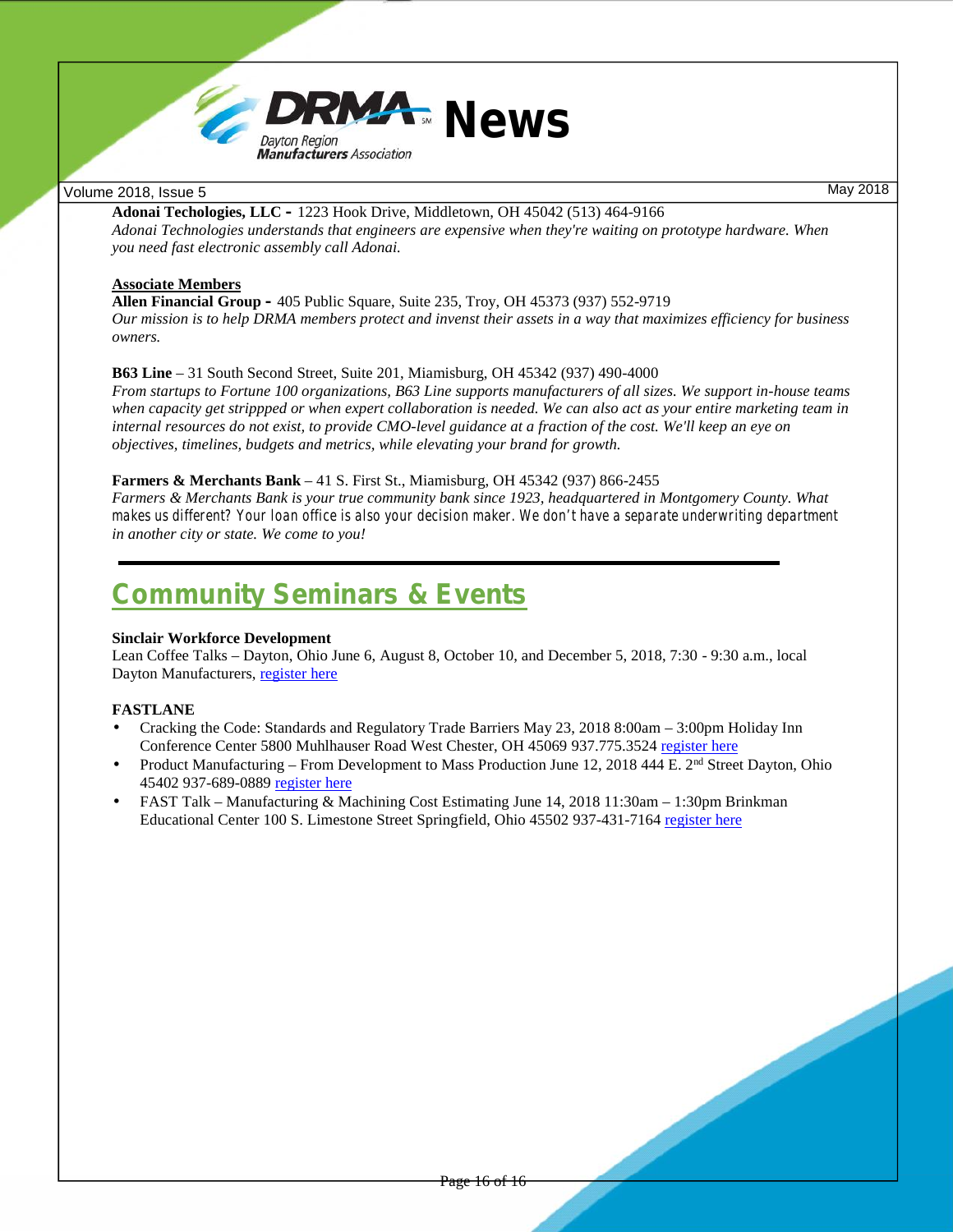**Adonai Techologies, LLC -** 1223 Hook Drive, Middletown, OH 45042 (513) 464-9166
*Adonai Technologies understands that engineers are expensive when they're waiting on prototype hardware. When you need fast electronic assembly call Adonai.*

**Associate Members**

**Allen Financial Group -** 405 Public Square, Suite 235, Troy, OH 45373 (937) 552-9719
*Our mission is to help DRMA members protect and invenst their assets in a way that maximizes efficiency for business owners.*

**B63 Line** – 31 South Second Street, Suite 201, Miamisburg, OH 45342 (937) 490-4000
*From startups to Fortune 100 organizations, B63 Line supports manufacturers of all sizes. We support in-house teams when capacity get strippped or when expert collaboration is needed. We can also act as your entire marketing team in internal resources do not exist, to provide CMO-level guidance at a fraction of the cost. We'll keep an eye on objectives, timelines, budgets and metrics, while elevating your brand for growth.*

**Farmers & Merchants Bank** – 41 S. First St., Miamisburg, OH 45342 (937) 866-2455
*Farmers & Merchants Bank is your true community bank since 1923, headquartered in Montgomery County. What makes us different? Your loan office is also your decision maker. We don't have a separate underwriting department in another city or state. We come to you!*

---

## Community Seminars & Events

**Sinclair Workforce Development**
Lean Coffee Talks – Dayton, Ohio June 6, August 8, October 10, and December 5, 2018, 7:30 - 9:30 a.m., local Dayton Manufacturers, register here

**FASTLANE**

- Cracking the Code: Standards and Regulatory Trade Barriers May 23, 2018 8:00am – 3:00pm Holiday Inn Conference Center 5800 Muhlhauser Road West Chester, OH 45069 937.775.3524 register here
- Product Manufacturing – From Development to Mass Production June 12, 2018 444 E. 2nd Street Dayton, Ohio 45402 937-689-0889 register here
- FAST Talk – Manufacturing & Machining Cost Estimating June 14, 2018 11:30am – 1:30pm Brinkman Educational Center 100 S. Limestone Street Springfield, Ohio 45502 937-431-7164 register here